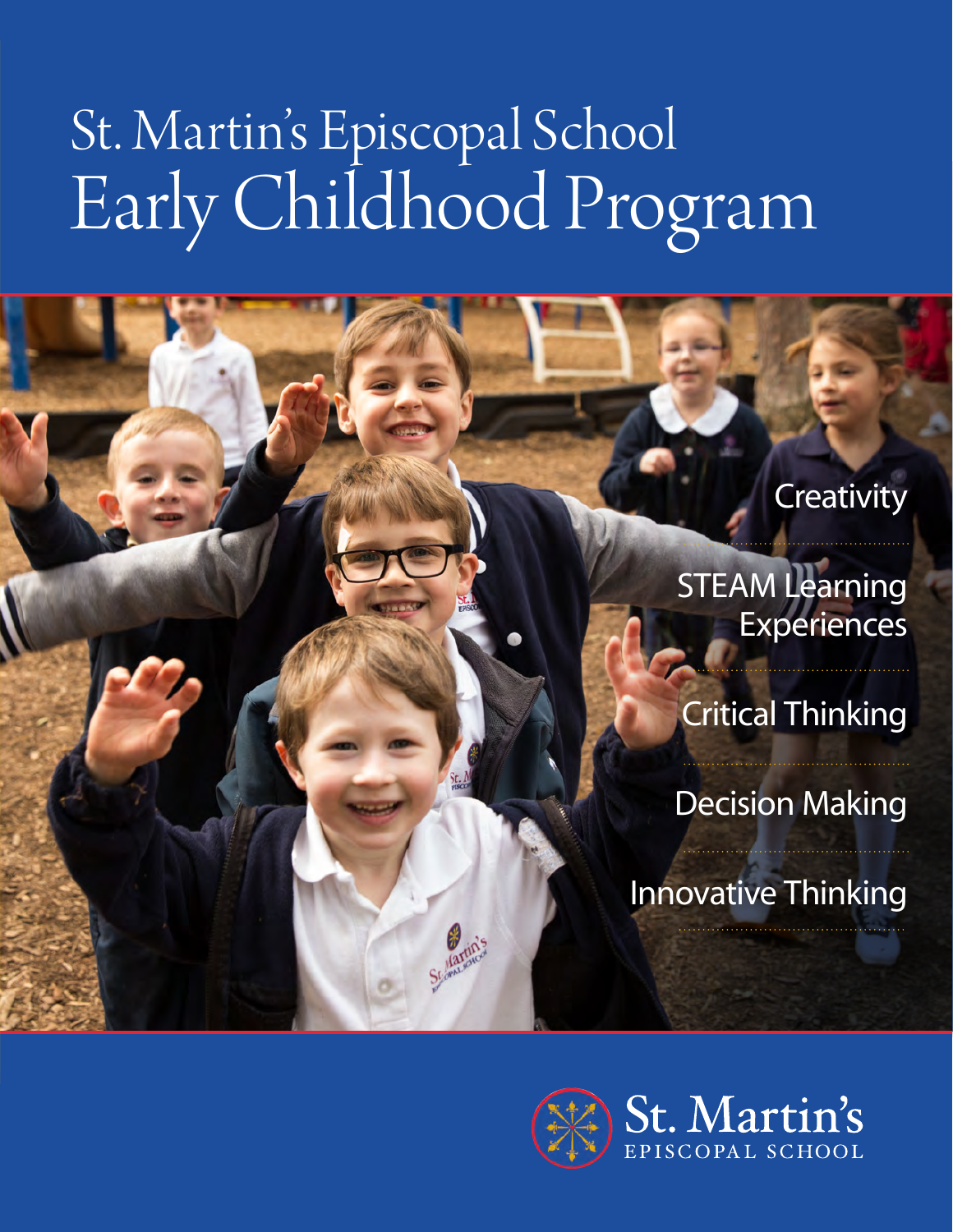# St. Martin's Episcopal School
# Early Childhood Program

- Creativity
- STEAM Learning Experiences
- Critical Thinking
- Decision Making
- Innovative Thinking

St. Martin's
EPISCOPAL SCHOOL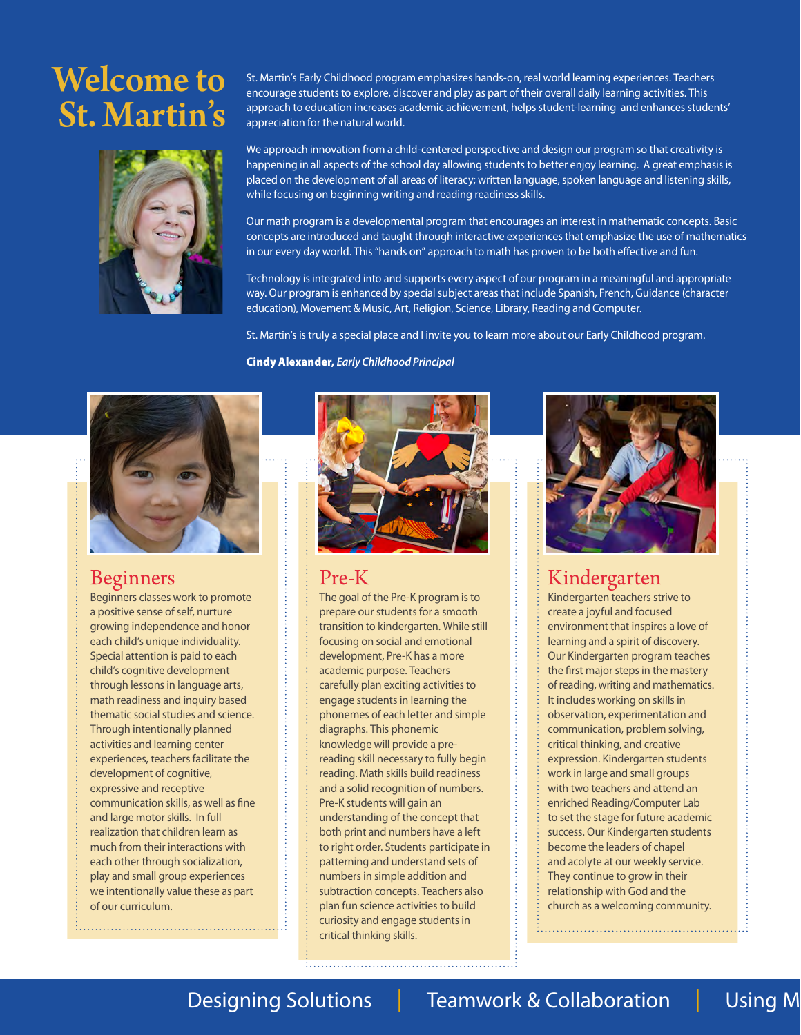# Welcome to St. Martin's

St. Martin's Early Childhood program emphasizes hands-on, real world learning experiences. Teachers encourage students to explore, discover and play as part of their overall daily learning activities. This approach to education increases academic achievement, helps student-learning and enhances students' appreciation for the natural world.

We approach innovation from a child-centered perspective and design our program so that creativity is happening in all aspects of the school day allowing students to better enjoy learning. A great emphasis is placed on the development of all areas of literacy; written language, spoken language and listening skills, while focusing on beginning writing and reading readiness skills.

Our math program is a developmental program that encourages an interest in mathematic concepts. Basic concepts are introduced and taught through interactive experiences that emphasize the use of mathematics in our every day world. This "hands on" approach to math has proven to be both effective and fun.

Technology is integrated into and supports every aspect of our program in a meaningful and appropriate way. Our program is enhanced by special subject areas that include Spanish, French, Guidance (character education), Movement & Music, Art, Religion, Science, Library, Reading and Computer.

St. Martin's is truly a special place and I invite you to learn more about our Early Childhood program.

**Cindy Alexander,** ***Early Childhood Principal***

## Beginners

Beginners classes work to promote a positive sense of self, nurture growing independence and honor each child's unique individuality. Special attention is paid to each child's cognitive development through lessons in language arts, math readiness and inquiry based thematic social studies and science. Through intentionally planned activities and learning center experiences, teachers facilitate the development of cognitive, expressive and receptive communication skills, as well as fine and large motor skills. In full realization that children learn as much from their interactions with each other through socialization, play and small group experiences we intentionally value these as part of our curriculum.

## Pre-K

The goal of the Pre-K program is to prepare our students for a smooth transition to kindergarten. While still focusing on social and emotional development, Pre-K has a more academic purpose. Teachers carefully plan exciting activities to engage students in learning the phonemes of each letter and simple diagraphs. This phonemic knowledge will provide a pre-reading skill necessary to fully begin reading. Math skills build readiness and a solid recognition of numbers. Pre-K students will gain an understanding of the concept that both print and numbers have a left to right order. Students participate in patterning and understand sets of numbers in simple addition and subtraction concepts. Teachers also plan fun science activities to build curiosity and engage students in critical thinking skills.

## Kindergarten

Kindergarten teachers strive to create a joyful and focused environment that inspires a love of learning and a spirit of discovery. Our Kindergarten program teaches the first major steps in the mastery of reading, writing and mathematics. It includes working on skills in observation, experimentation and communication, problem solving, critical thinking, and creative expression. Kindergarten students work in large and small groups with two teachers and attend an enriched Reading/Computer Lab to set the stage for future academic success. Our Kindergarten students become the leaders of chapel and acolyte at our weekly service. They continue to grow in their relationship with God and the church as a welcoming community.

Designing Solutions | Teamwork & Collaboration | Using M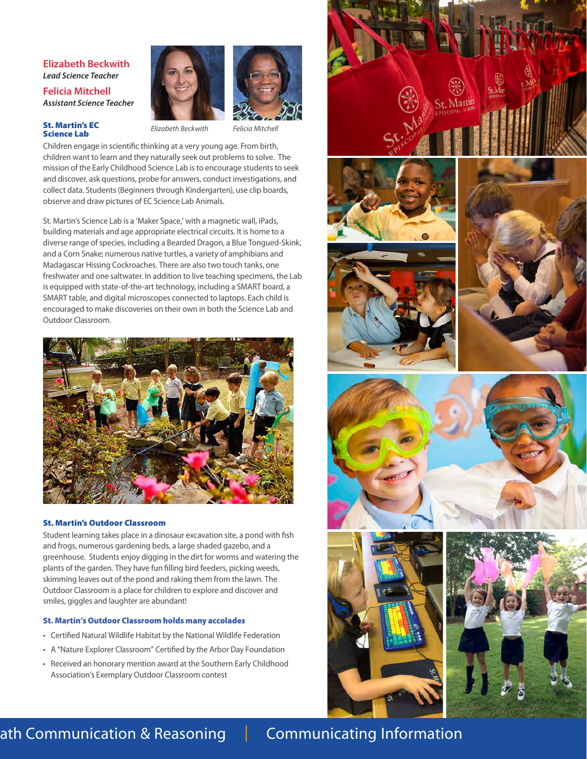**Elizabeth Beckwith**
*Lead Science Teacher*

**Felicia Mitchell**
*Assistant Science Teacher*

*Elizabeth Beckwith* *Felicia Mitchell*

### St. Martin's EC Science Lab

Children engage in scientific thinking at a very young age. From birth, children want to learn and they naturally seek out problems to solve. The mission of the Early Childhood Science Lab is to encourage students to seek and discover, ask questions, probe for answers, conduct investigations, and collect data. Students (Beginners through Kindergarten), use clip boards, observe and draw pictures of EC Science Lab Animals.

St. Martin's Science Lab is a 'Maker Space,' with a magnetic wall, iPads, building materials and age appropriate electrical circuits. It is home to a diverse range of species, including a Bearded Dragon, a Blue Tongued-Skink, and a Corn Snake; numerous native turtles, a variety of amphibians and Madagascar Hissing Cockroaches. There are also two touch tanks, one freshwater and one saltwater. In addition to live teaching specimens, the Lab is equipped with state-of-the-art technology, including a SMART board, a SMART table, and digital microscopes connected to laptops. Each child is encouraged to make discoveries on their own in both the Science Lab and Outdoor Classroom.

### St. Martin's Outdoor Classroom

Student learning takes place in a dinosaur excavation site, a pond with fish and frogs, numerous gardening beds, a large shaded gazebo, and a greenhouse. Students enjoy digging in the dirt for worms and watering the plants of the garden. They have fun filling bird feeders, picking weeds, skimming leaves out of the pond and raking them from the lawn. The Outdoor Classroom is a place for children to explore and discover and smiles, giggles and laughter are abundant!

### St. Martin's Outdoor Classroom holds many accolades

- Certified Natural Wildlife Habitat by the National Wildlife Federation
- A "Nature Explorer Classroom" Certified by the Arbor Day Foundation
- Received an honorary mention award at the Southern Early Childhood Association's Exemplary Outdoor Classroom contest

ath Communication & Reasoning | Communicating Information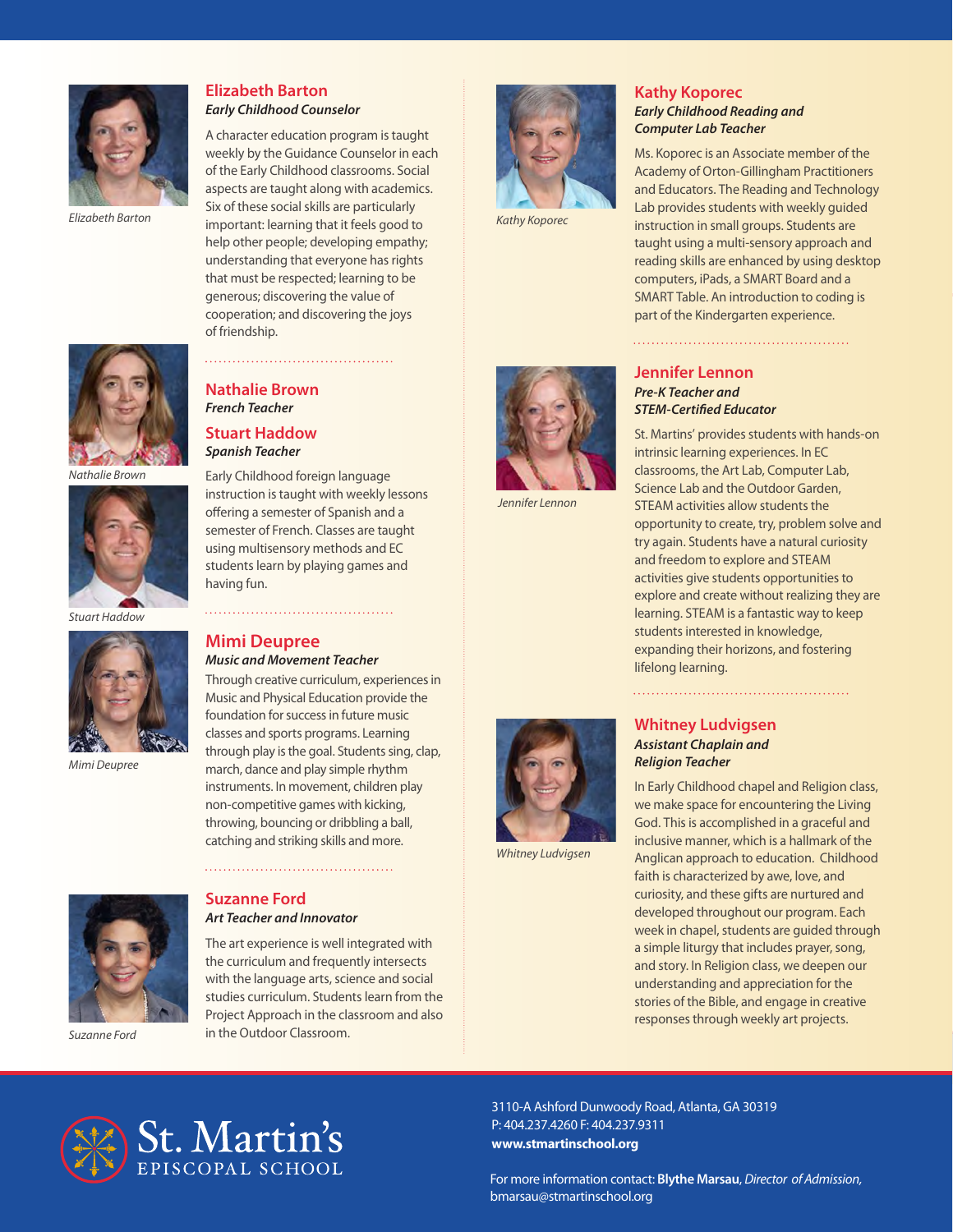## Elizabeth Barton
***Early Childhood Counselor***

A character education program is taught weekly by the Guidance Counselor in each of the Early Childhood classrooms. Social aspects are taught along with academics. Six of these social skills are particularly important: learning that it feels good to help other people; developing empathy; understanding that everyone has rights that must be respected; learning to be generous; discovering the value of cooperation; and discovering the joys of friendship.

*Elizabeth Barton*

## Nathalie Brown
***French Teacher***

## Stuart Haddow
***Spanish Teacher***

Early Childhood foreign language instruction is taught with weekly lessons offering a semester of Spanish and a semester of French. Classes are taught using multisensory methods and EC students learn by playing games and having fun.

*Nathalie Brown*

*Stuart Haddow*

## Mimi Deupree
***Music and Movement Teacher***

Through creative curriculum, experiences in Music and Physical Education provide the foundation for success in future music classes and sports programs. Learning through play is the goal. Students sing, clap, march, dance and play simple rhythm instruments. In movement, children play non-competitive games with kicking, throwing, bouncing or dribbling a ball, catching and striking skills and more.

*Mimi Deupree*

## Suzanne Ford
***Art Teacher and Innovator***

The art experience is well integrated with the curriculum and frequently intersects with the language arts, science and social studies curriculum. Students learn from the Project Approach in the classroom and also in the Outdoor Classroom.

*Suzanne Ford*

## Kathy Koporec
***Early Childhood Reading and Computer Lab Teacher***

Ms. Koporec is an Associate member of the Academy of Orton-Gillingham Practitioners and Educators. The Reading and Technology Lab provides students with weekly guided instruction in small groups. Students are taught using a multi-sensory approach and reading skills are enhanced by using desktop computers, iPads, a SMART Board and a SMART Table. An introduction to coding is part of the Kindergarten experience.

*Kathy Koporec*

## Jennifer Lennon
***Pre-K Teacher and STEM-Certified Educator***

St. Martins' provides students with hands-on intrinsic learning experiences. In EC classrooms, the Art Lab, Computer Lab, Science Lab and the Outdoor Garden, STEAM activities allow students the opportunity to create, try, problem solve and try again. Students have a natural curiosity and freedom to explore and STEAM activities give students opportunities to explore and create without realizing they are learning. STEAM is a fantastic way to keep students interested in knowledge, expanding their horizons, and fostering lifelong learning.

*Jennifer Lennon*

## Whitney Ludvigsen
***Assistant Chaplain and Religion Teacher***

In Early Childhood chapel and Religion class, we make space for encountering the Living God. This is accomplished in a graceful and inclusive manner, which is a hallmark of the Anglican approach to education. Childhood faith is characterized by awe, love, and curiosity, and these gifts are nurtured and developed throughout our program. Each week in chapel, students are guided through a simple liturgy that includes prayer, song, and story. In Religion class, we deepen our understanding and appreciation for the stories of the Bible, and engage in creative responses through weekly art projects.

*Whitney Ludvigsen*

St. Martin's
EPISCOPAL SCHOOL

3110-A Ashford Dunwoody Road, Atlanta, GA 30319
P: 404.237.4260 F: 404.237.9311
**www.stmartinschool.org**

For more information contact: **Blythe Marsau**, *Director of Admission,*
bmarsau@stmartinschool.org